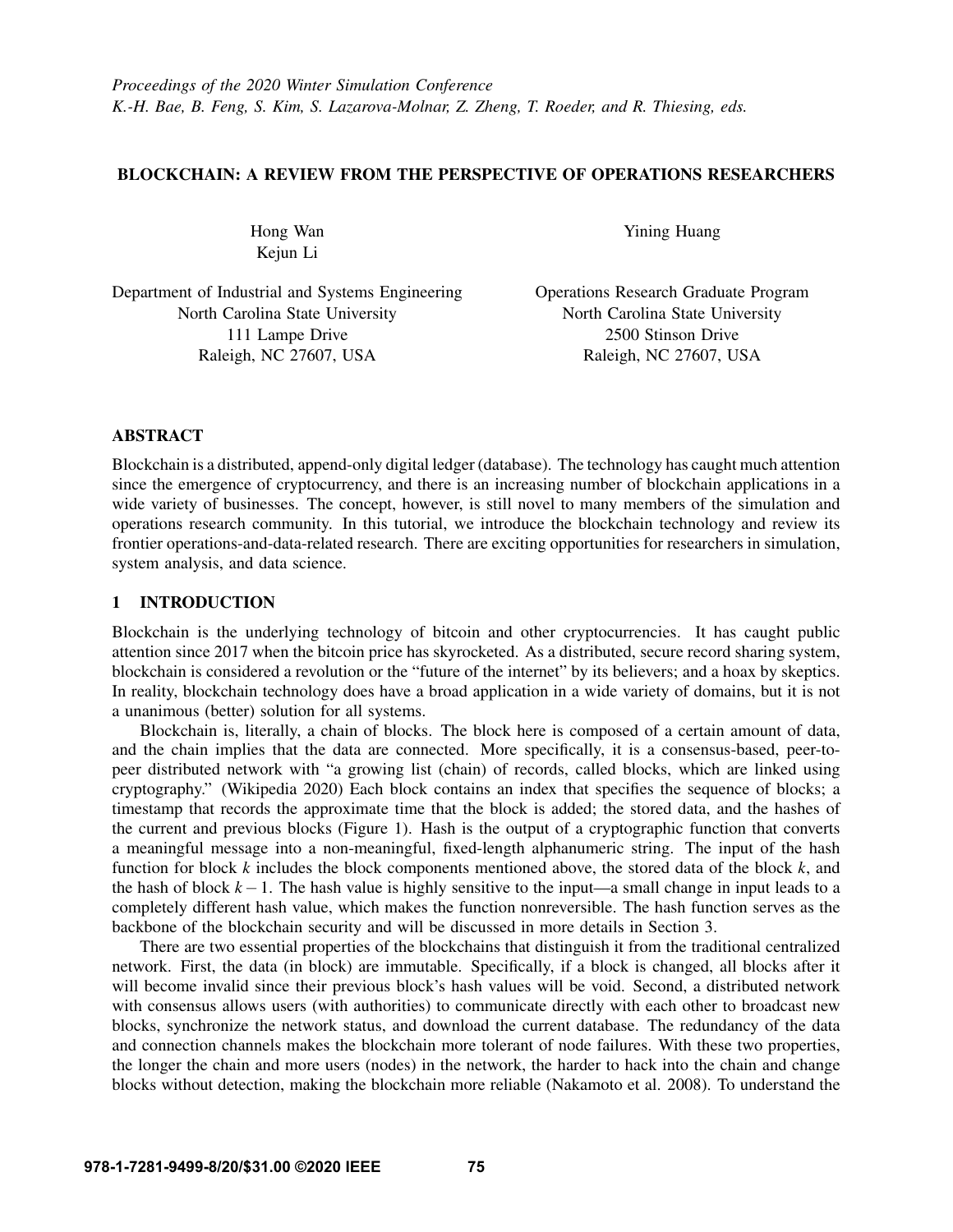*Proceedings of the 2020 Winter Simulation Conference*
*K.-H. Bae, B. Feng, S. Kim, S. Lazarova-Molnar, Z. Zheng, T. Roeder, and R. Thiesing, eds.*

# BLOCKCHAIN: A REVIEW FROM THE PERSPECTIVE OF OPERATIONS RESEARCHERS

Hong Wan
Kejun Li

Department of Industrial and Systems Engineering
North Carolina State University
111 Lampe Drive
Raleigh, NC 27607, USA

Yining Huang

Operations Research Graduate Program
North Carolina State University
2500 Stinson Drive
Raleigh, NC 27607, USA

## ABSTRACT

Blockchain is a distributed, append-only digital ledger (database). The technology has caught much attention since the emergence of cryptocurrency, and there is an increasing number of blockchain applications in a wide variety of businesses. The concept, however, is still novel to many members of the simulation and operations research community. In this tutorial, we introduce the blockchain technology and review its frontier operations-and-data-related research. There are exciting opportunities for researchers in simulation, system analysis, and data science.

## 1 INTRODUCTION

Blockchain is the underlying technology of bitcoin and other cryptocurrencies. It has caught public attention since 2017 when the bitcoin price has skyrocketed. As a distributed, secure record sharing system, blockchain is considered a revolution or the "future of the internet" by its believers; and a hoax by skeptics. In reality, blockchain technology does have a broad application in a wide variety of domains, but it is not a unanimous (better) solution for all systems.

Blockchain is, literally, a chain of blocks. The block here is composed of a certain amount of data, and the chain implies that the data are connected. More specifically, it is a consensus-based, peer-to-peer distributed network with "a growing list (chain) of records, called blocks, which are linked using cryptography." (Wikipedia 2020) Each block contains an index that specifies the sequence of blocks; a timestamp that records the approximate time that the block is added; the stored data, and the hashes of the current and previous blocks (Figure 1). Hash is the output of a cryptographic function that converts a meaningful message into a non-meaningful, fixed-length alphanumeric string. The input of the hash function for block $k$ includes the block components mentioned above, the stored data of the block $k$, and the hash of block $k-1$. The hash value is highly sensitive to the input—a small change in input leads to a completely different hash value, which makes the function nonreversible. The hash function serves as the backbone of the blockchain security and will be discussed in more details in Section 3.

There are two essential properties of the blockchains that distinguish it from the traditional centralized network. First, the data (in block) are immutable. Specifically, if a block is changed, all blocks after it will become invalid since their previous block's hash values will be void. Second, a distributed network with consensus allows users (with authorities) to communicate directly with each other to broadcast new blocks, synchronize the network status, and download the current database. The redundancy of the data and connection channels makes the blockchain more tolerant of node failures. With these two properties, the longer the chain and more users (nodes) in the network, the harder to hack into the chain and change blocks without detection, making the blockchain more reliable (Nakamoto et al. 2008). To understand the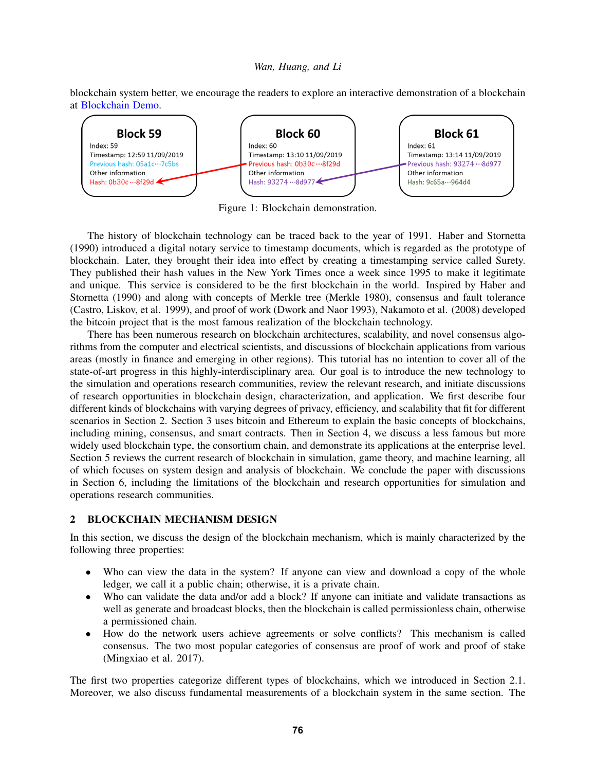blockchain system better, we encourage the readers to explore an interactive demonstration of a blockchain at Blockchain Demo.

| Block 59 | Block 60 | Block 61 |
|---|---|---|
| Index: 59 | Index: 60 | Index: 61 |
| Timestamp: 12:59 11/09/2019 | Timestamp: 13:10 11/09/2019 | Timestamp: 13:14 11/09/2019 |
| Previous hash: 05a1c···7c5bs | Previous hash: 0b30c···8f29d | Previous hash: 93274···8d977 |
| Other information | Other information | Other information |
| Hash: 0b30c···8f29d | Hash: 93274···8d977 | Hash: 9c65a···964d4 |

Figure 1: Blockchain demonstration.

The history of blockchain technology can be traced back to the year of 1991. Haber and Stornetta (1990) introduced a digital notary service to timestamp documents, which is regarded as the prototype of blockchain. Later, they brought their idea into effect by creating a timestamping service called Surety. They published their hash values in the New York Times once a week since 1995 to make it legitimate and unique. This service is considered to be the first blockchain in the world. Inspired by Haber and Stornetta (1990) and along with concepts of Merkle tree (Merkle 1980), consensus and fault tolerance (Castro, Liskov, et al. 1999), and proof of work (Dwork and Naor 1993), Nakamoto et al. (2008) developed the bitcoin project that is the most famous realization of the blockchain technology.

There has been numerous research on blockchain architectures, scalability, and novel consensus algorithms from the computer and electrical scientists, and discussions of blockchain applications from various areas (mostly in finance and emerging in other regions). This tutorial has no intention to cover all of the state-of-art progress in this highly-interdisciplinary area. Our goal is to introduce the new technology to the simulation and operations research communities, review the relevant research, and initiate discussions of research opportunities in blockchain design, characterization, and application. We first describe four different kinds of blockchains with varying degrees of privacy, efficiency, and scalability that fit for different scenarios in Section 2. Section 3 uses bitcoin and Ethereum to explain the basic concepts of blockchains, including mining, consensus, and smart contracts. Then in Section 4, we discuss a less famous but more widely used blockchain type, the consortium chain, and demonstrate its applications at the enterprise level. Section 5 reviews the current research of blockchain in simulation, game theory, and machine learning, all of which focuses on system design and analysis of blockchain. We conclude the paper with discussions in Section 6, including the limitations of the blockchain and research opportunities for simulation and operations research communities.

## 2 BLOCKCHAIN MECHANISM DESIGN

In this section, we discuss the design of the blockchain mechanism, which is mainly characterized by the following three properties:

- Who can view the data in the system? If anyone can view and download a copy of the whole ledger, we call it a public chain; otherwise, it is a private chain.
- Who can validate the data and/or add a block? If anyone can initiate and validate transactions as well as generate and broadcast blocks, then the blockchain is called permissionless chain, otherwise a permissioned chain.
- How do the network users achieve agreements or solve conflicts? This mechanism is called consensus. The two most popular categories of consensus are proof of work and proof of stake (Mingxiao et al. 2017).

The first two properties categorize different types of blockchains, which we introduced in Section 2.1. Moreover, we also discuss fundamental measurements of a blockchain system in the same section. The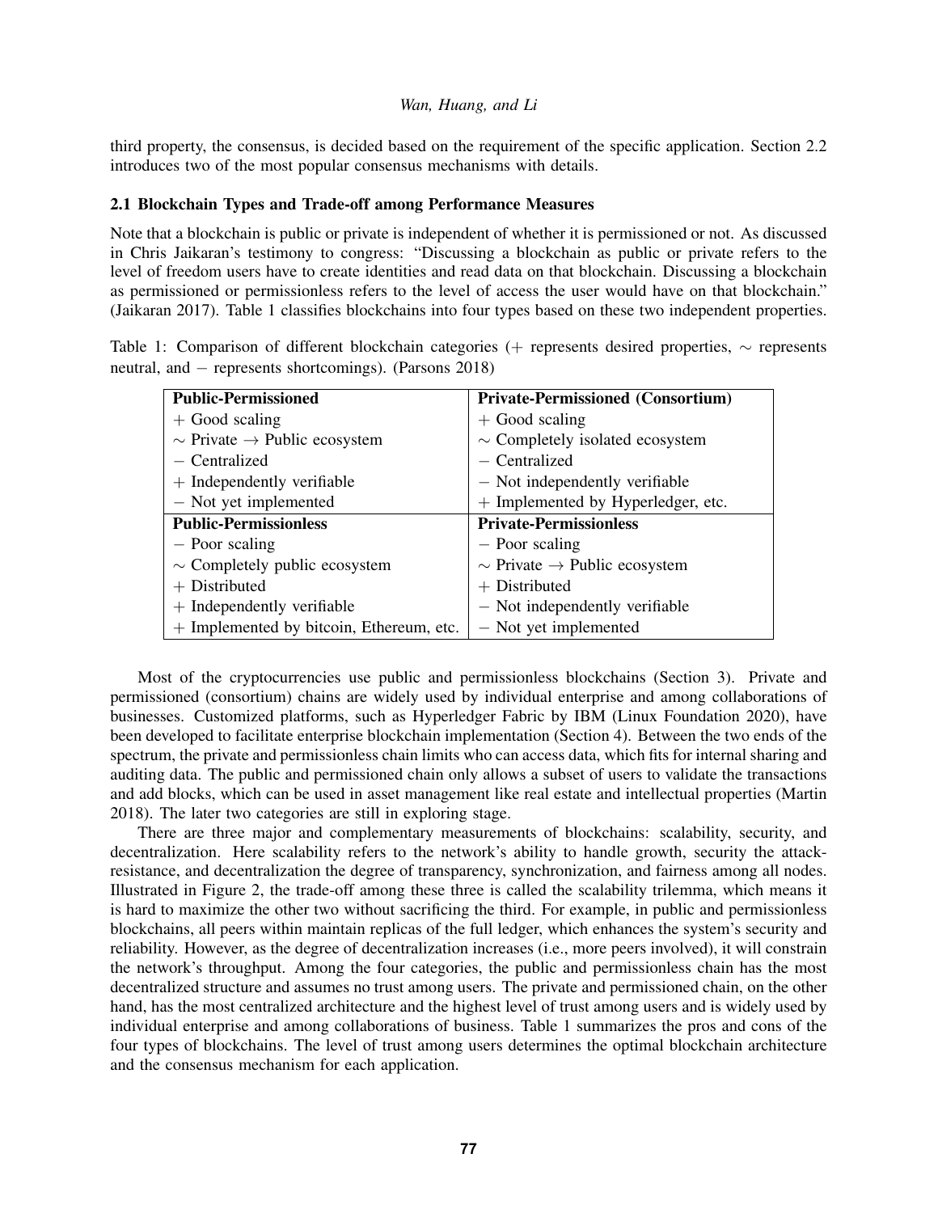third property, the consensus, is decided based on the requirement of the specific application. Section 2.2 introduces two of the most popular consensus mechanisms with details.

### 2.1 Blockchain Types and Trade-off among Performance Measures

Note that a blockchain is public or private is independent of whether it is permissioned or not. As discussed in Chris Jaikaran's testimony to congress: "Discussing a blockchain as public or private refers to the level of freedom users have to create identities and read data on that blockchain. Discussing a blockchain as permissioned or permissionless refers to the level of access the user would have on that blockchain." (Jaikaran 2017). Table 1 classifies blockchains into four types based on these two independent properties.

Table 1: Comparison of different blockchain categories (+ represents desired properties, ∼ represents neutral, and − represents shortcomings). (Parsons 2018)

| **Public-Permissioned** | **Private-Permissioned (Consortium)** |
|---|---|
| + Good scaling | + Good scaling |
| ∼ Private → Public ecosystem | ∼ Completely isolated ecosystem |
| − Centralized | − Centralized |
| + Independently verifiable | − Not independently verifiable |
| − Not yet implemented | + Implemented by Hyperledger, etc. |
| **Public-Permissionless** | **Private-Permissionless** |
| − Poor scaling | − Poor scaling |
| ∼ Completely public ecosystem | ∼ Private → Public ecosystem |
| + Distributed | + Distributed |
| + Independently verifiable | − Not independently verifiable |
| + Implemented by bitcoin, Ethereum, etc. | − Not yet implemented |

Most of the cryptocurrencies use public and permissionless blockchains (Section 3). Private and permissioned (consortium) chains are widely used by individual enterprise and among collaborations of businesses. Customized platforms, such as Hyperledger Fabric by IBM (Linux Foundation 2020), have been developed to facilitate enterprise blockchain implementation (Section 4). Between the two ends of the spectrum, the private and permissionless chain limits who can access data, which fits for internal sharing and auditing data. The public and permissioned chain only allows a subset of users to validate the transactions and add blocks, which can be used in asset management like real estate and intellectual properties (Martin 2018). The later two categories are still in exploring stage.

There are three major and complementary measurements of blockchains: scalability, security, and decentralization. Here scalability refers to the network's ability to handle growth, security the attack-resistance, and decentralization the degree of transparency, synchronization, and fairness among all nodes. Illustrated in Figure 2, the trade-off among these three is called the scalability trilemma, which means it is hard to maximize the other two without sacrificing the third. For example, in public and permissionless blockchains, all peers within maintain replicas of the full ledger, which enhances the system's security and reliability. However, as the degree of decentralization increases (i.e., more peers involved), it will constrain the network's throughput. Among the four categories, the public and permissionless chain has the most decentralized structure and assumes no trust among users. The private and permissioned chain, on the other hand, has the most centralized architecture and the highest level of trust among users and is widely used by individual enterprise and among collaborations of business. Table 1 summarizes the pros and cons of the four types of blockchains. The level of trust among users determines the optimal blockchain architecture and the consensus mechanism for each application.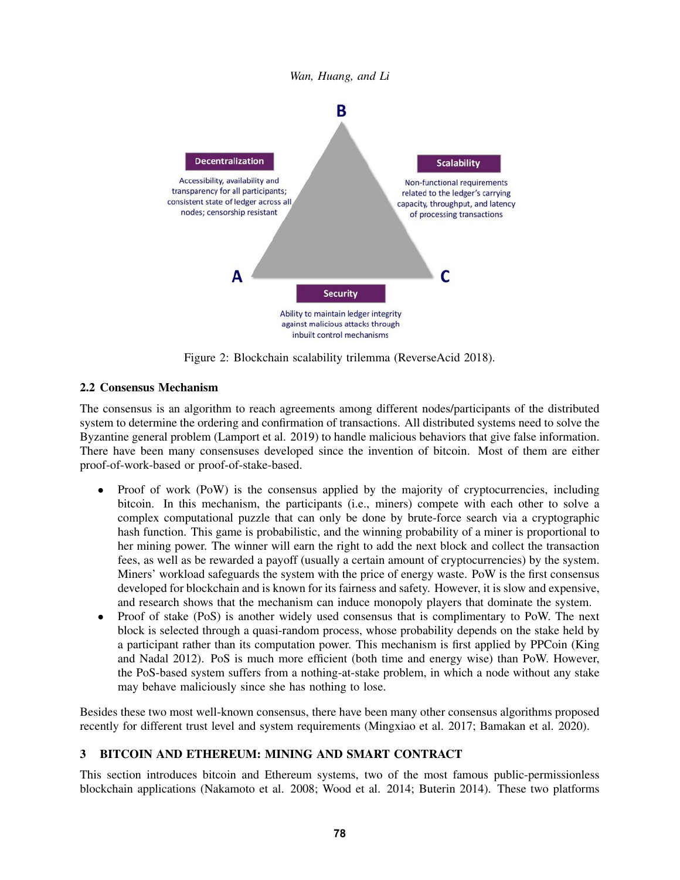Figure 2: Blockchain scalability trilemma (ReverseAcid 2018).

### 2.2 Consensus Mechanism

The consensus is an algorithm to reach agreements among different nodes/participants of the distributed system to determine the ordering and confirmation of transactions. All distributed systems need to solve the Byzantine general problem (Lamport et al. 2019) to handle malicious behaviors that give false information. There have been many consensuses developed since the invention of bitcoin. Most of them are either proof-of-work-based or proof-of-stake-based.

- Proof of work (PoW) is the consensus applied by the majority of cryptocurrencies, including bitcoin. In this mechanism, the participants (i.e., miners) compete with each other to solve a complex computational puzzle that can only be done by brute-force search via a cryptographic hash function. This game is probabilistic, and the winning probability of a miner is proportional to her mining power. The winner will earn the right to add the next block and collect the transaction fees, as well as be rewarded a payoff (usually a certain amount of cryptocurrencies) by the system. Miners' workload safeguards the system with the price of energy waste. PoW is the first consensus developed for blockchain and is known for its fairness and safety. However, it is slow and expensive, and research shows that the mechanism can induce monopoly players that dominate the system.
- Proof of stake (PoS) is another widely used consensus that is complimentary to PoW. The next block is selected through a quasi-random process, whose probability depends on the stake held by a participant rather than its computation power. This mechanism is first applied by PPCoin (King and Nadal 2012). PoS is much more efficient (both time and energy wise) than PoW. However, the PoS-based system suffers from a nothing-at-stake problem, in which a node without any stake may behave maliciously since she has nothing to lose.

Besides these two most well-known consensus, there have been many other consensus algorithms proposed recently for different trust level and system requirements (Mingxiao et al. 2017; Bamakan et al. 2020).

## 3 BITCOIN AND ETHEREUM: MINING AND SMART CONTRACT

This section introduces bitcoin and Ethereum systems, two of the most famous public-permissionless blockchain applications (Nakamoto et al. 2008; Wood et al. 2014; Buterin 2014). These two platforms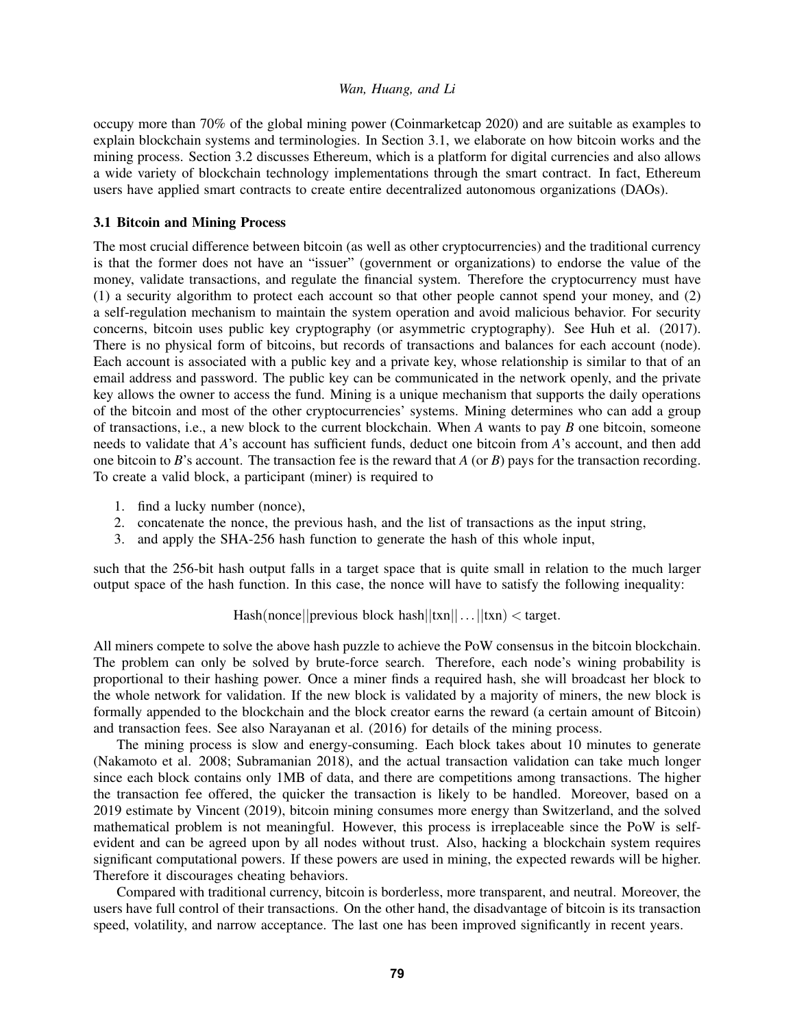occupy more than 70% of the global mining power (Coinmarketcap 2020) and are suitable as examples to explain blockchain systems and terminologies. In Section 3.1, we elaborate on how bitcoin works and the mining process. Section 3.2 discusses Ethereum, which is a platform for digital currencies and also allows a wide variety of blockchain technology implementations through the smart contract. In fact, Ethereum users have applied smart contracts to create entire decentralized autonomous organizations (DAOs).

### 3.1 Bitcoin and Mining Process

The most crucial difference between bitcoin (as well as other cryptocurrencies) and the traditional currency is that the former does not have an "issuer" (government or organizations) to endorse the value of the money, validate transactions, and regulate the financial system. Therefore the cryptocurrency must have (1) a security algorithm to protect each account so that other people cannot spend your money, and (2) a self-regulation mechanism to maintain the system operation and avoid malicious behavior. For security concerns, bitcoin uses public key cryptography (or asymmetric cryptography). See Huh et al. (2017). There is no physical form of bitcoins, but records of transactions and balances for each account (node). Each account is associated with a public key and a private key, whose relationship is similar to that of an email address and password. The public key can be communicated in the network openly, and the private key allows the owner to access the fund. Mining is a unique mechanism that supports the daily operations of the bitcoin and most of the other cryptocurrencies' systems. Mining determines who can add a group of transactions, i.e., a new block to the current blockchain. When $A$ wants to pay $B$ one bitcoin, someone needs to validate that $A$'s account has sufficient funds, deduct one bitcoin from $A$'s account, and then add one bitcoin to $B$'s account. The transaction fee is the reward that $A$ (or $B$) pays for the transaction recording. To create a valid block, a participant (miner) is required to

1. find a lucky number (nonce),
2. concatenate the nonce, the previous hash, and the list of transactions as the input string,
3. and apply the SHA-256 hash function to generate the hash of this whole input,

such that the 256-bit hash output falls in a target space that is quite small in relation to the much larger output space of the hash function. In this case, the nonce will have to satisfy the following inequality:

$$\text{Hash}(\text{nonce}||\text{previous block hash}||\text{txn}||\ldots||\text{txn}) < \text{target}.$$

All miners compete to solve the above hash puzzle to achieve the PoW consensus in the bitcoin blockchain. The problem can only be solved by brute-force search. Therefore, each node's wining probability is proportional to their hashing power. Once a miner finds a required hash, she will broadcast her block to the whole network for validation. If the new block is validated by a majority of miners, the new block is formally appended to the blockchain and the block creator earns the reward (a certain amount of Bitcoin) and transaction fees. See also Narayanan et al. (2016) for details of the mining process.

The mining process is slow and energy-consuming. Each block takes about 10 minutes to generate (Nakamoto et al. 2008; Subramanian 2018), and the actual transaction validation can take much longer since each block contains only 1MB of data, and there are competitions among transactions. The higher the transaction fee offered, the quicker the transaction is likely to be handled. Moreover, based on a 2019 estimate by Vincent (2019), bitcoin mining consumes more energy than Switzerland, and the solved mathematical problem is not meaningful. However, this process is irreplaceable since the PoW is self-evident and can be agreed upon by all nodes without trust. Also, hacking a blockchain system requires significant computational powers. If these powers are used in mining, the expected rewards will be higher. Therefore it discourages cheating behaviors.

Compared with traditional currency, bitcoin is borderless, more transparent, and neutral. Moreover, the users have full control of their transactions. On the other hand, the disadvantage of bitcoin is its transaction speed, volatility, and narrow acceptance. The last one has been improved significantly in recent years.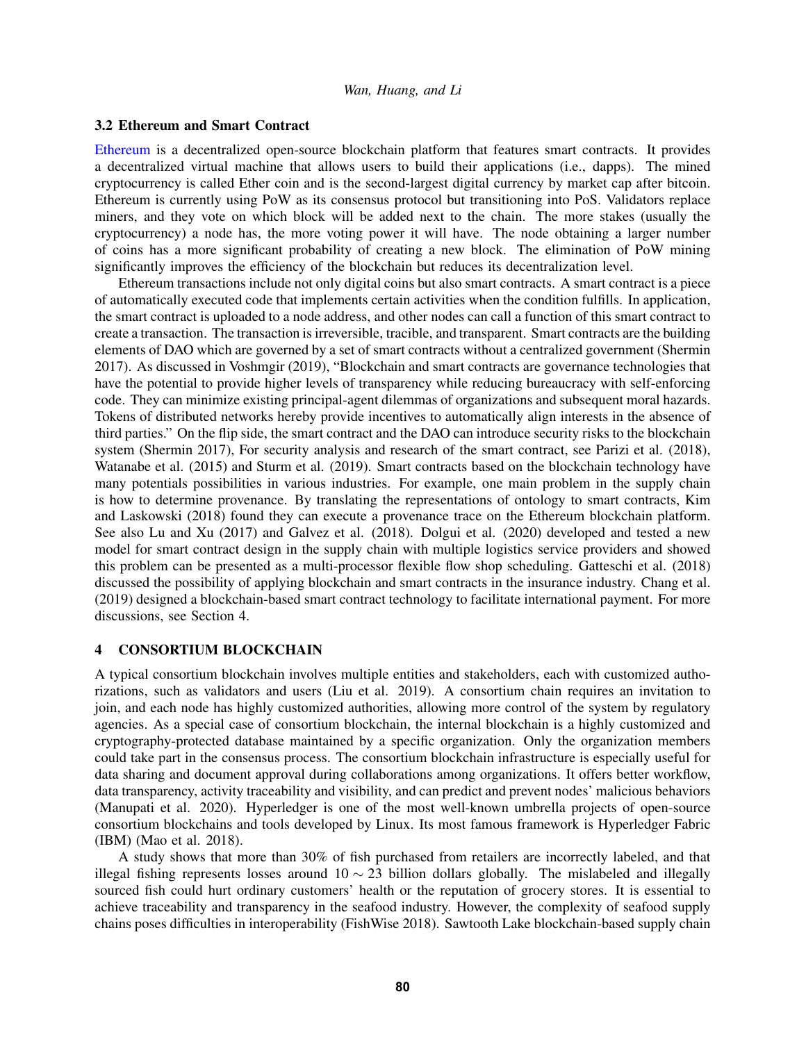### 3.2 Ethereum and Smart Contract

Ethereum is a decentralized open-source blockchain platform that features smart contracts. It provides a decentralized virtual machine that allows users to build their applications (i.e., dapps). The mined cryptocurrency is called Ether coin and is the second-largest digital currency by market cap after bitcoin. Ethereum is currently using PoW as its consensus protocol but transitioning into PoS. Validators replace miners, and they vote on which block will be added next to the chain. The more stakes (usually the cryptocurrency) a node has, the more voting power it will have. The node obtaining a larger number of coins has a more significant probability of creating a new block. The elimination of PoW mining significantly improves the efficiency of the blockchain but reduces its decentralization level.

Ethereum transactions include not only digital coins but also smart contracts. A smart contract is a piece of automatically executed code that implements certain activities when the condition fulfills. In application, the smart contract is uploaded to a node address, and other nodes can call a function of this smart contract to create a transaction. The transaction is irreversible, tracible, and transparent. Smart contracts are the building elements of DAO which are governed by a set of smart contracts without a centralized government (Shermin 2017). As discussed in Voshmgir (2019), "Blockchain and smart contracts are governance technologies that have the potential to provide higher levels of transparency while reducing bureaucracy with self-enforcing code. They can minimize existing principal-agent dilemmas of organizations and subsequent moral hazards. Tokens of distributed networks hereby provide incentives to automatically align interests in the absence of third parties." On the flip side, the smart contract and the DAO can introduce security risks to the blockchain system (Shermin 2017), For security analysis and research of the smart contract, see Parizi et al. (2018), Watanabe et al. (2015) and Sturm et al. (2019). Smart contracts based on the blockchain technology have many potentials possibilities in various industries. For example, one main problem in the supply chain is how to determine provenance. By translating the representations of ontology to smart contracts, Kim and Laskowski (2018) found they can execute a provenance trace on the Ethereum blockchain platform. See also Lu and Xu (2017) and Galvez et al. (2018). Dolgui et al. (2020) developed and tested a new model for smart contract design in the supply chain with multiple logistics service providers and showed this problem can be presented as a multi-processor flexible flow shop scheduling. Gatteschi et al. (2018) discussed the possibility of applying blockchain and smart contracts in the insurance industry. Chang et al. (2019) designed a blockchain-based smart contract technology to facilitate international payment. For more discussions, see Section 4.

## 4 CONSORTIUM BLOCKCHAIN

A typical consortium blockchain involves multiple entities and stakeholders, each with customized authorizations, such as validators and users (Liu et al. 2019). A consortium chain requires an invitation to join, and each node has highly customized authorities, allowing more control of the system by regulatory agencies. As a special case of consortium blockchain, the internal blockchain is a highly customized and cryptography-protected database maintained by a specific organization. Only the organization members could take part in the consensus process. The consortium blockchain infrastructure is especially useful for data sharing and document approval during collaborations among organizations. It offers better workflow, data transparency, activity traceability and visibility, and can predict and prevent nodes' malicious behaviors (Manupati et al. 2020). Hyperledger is one of the most well-known umbrella projects of open-source consortium blockchains and tools developed by Linux. Its most famous framework is Hyperledger Fabric (IBM) (Mao et al. 2018).

A study shows that more than 30% of fish purchased from retailers are incorrectly labeled, and that illegal fishing represents losses around $10 \sim 23$ billion dollars globally. The mislabeled and illegally sourced fish could hurt ordinary customers' health or the reputation of grocery stores. It is essential to achieve traceability and transparency in the seafood industry. However, the complexity of seafood supply chains poses difficulties in interoperability (FishWise 2018). Sawtooth Lake blockchain-based supply chain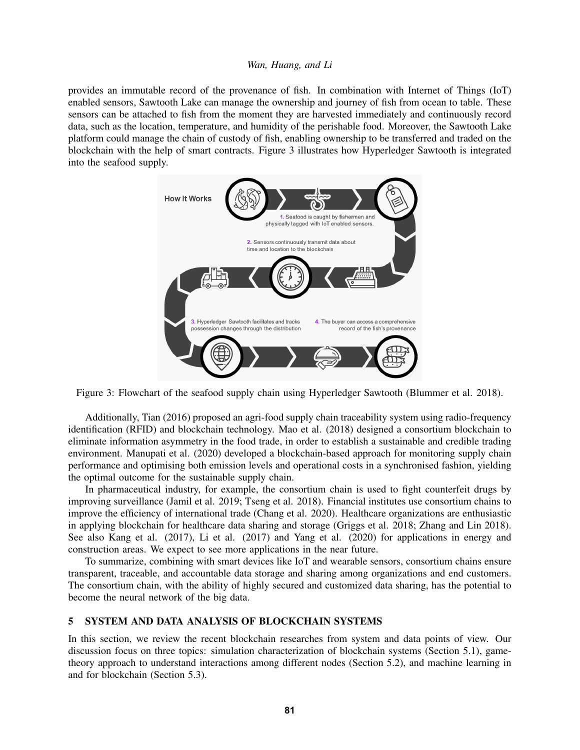provides an immutable record of the provenance of fish. In combination with Internet of Things (IoT) enabled sensors, Sawtooth Lake can manage the ownership and journey of fish from ocean to table. These sensors can be attached to fish from the moment they are harvested immediately and continuously record data, such as the location, temperature, and humidity of the perishable food. Moreover, the Sawtooth Lake platform could manage the chain of custody of fish, enabling ownership to be transferred and traded on the blockchain with the help of smart contracts. Figure 3 illustrates how Hyperledger Sawtooth is integrated into the seafood supply.

How It Works

1. Seafood is caught by fishermen and physically tagged with IoT enabled sensors.

2. Sensors continuously transmit data about time and location to the blockchain

3. Hyperledger Sawtooth facilitates and tracks possession changes through the distribution

4. The buyer can access a comprehensive record of the fish's provenance

Figure 3: Flowchart of the seafood supply chain using Hyperledger Sawtooth (Blummer et al. 2018).

Additionally, Tian (2016) proposed an agri-food supply chain traceability system using radio-frequency identification (RFID) and blockchain technology. Mao et al. (2018) designed a consortium blockchain to eliminate information asymmetry in the food trade, in order to establish a sustainable and credible trading environment. Manupati et al. (2020) developed a blockchain-based approach for monitoring supply chain performance and optimising both emission levels and operational costs in a synchronised fashion, yielding the optimal outcome for the sustainable supply chain.

In pharmaceutical industry, for example, the consortium chain is used to fight counterfeit drugs by improving surveillance (Jamil et al. 2019; Tseng et al. 2018). Financial institutes use consortium chains to improve the efficiency of international trade (Chang et al. 2020). Healthcare organizations are enthusiastic in applying blockchain for healthcare data sharing and storage (Griggs et al. 2018; Zhang and Lin 2018). See also Kang et al. (2017), Li et al. (2017) and Yang et al. (2020) for applications in energy and construction areas. We expect to see more applications in the near future.

To summarize, combining with smart devices like IoT and wearable sensors, consortium chains ensure transparent, traceable, and accountable data storage and sharing among organizations and end customers. The consortium chain, with the ability of highly secured and customized data sharing, has the potential to become the neural network of the big data.

## 5 SYSTEM AND DATA ANALYSIS OF BLOCKCHAIN SYSTEMS

In this section, we review the recent blockchain researches from system and data points of view. Our discussion focus on three topics: simulation characterization of blockchain systems (Section 5.1), game-theory approach to understand interactions among different nodes (Section 5.2), and machine learning in and for blockchain (Section 5.3).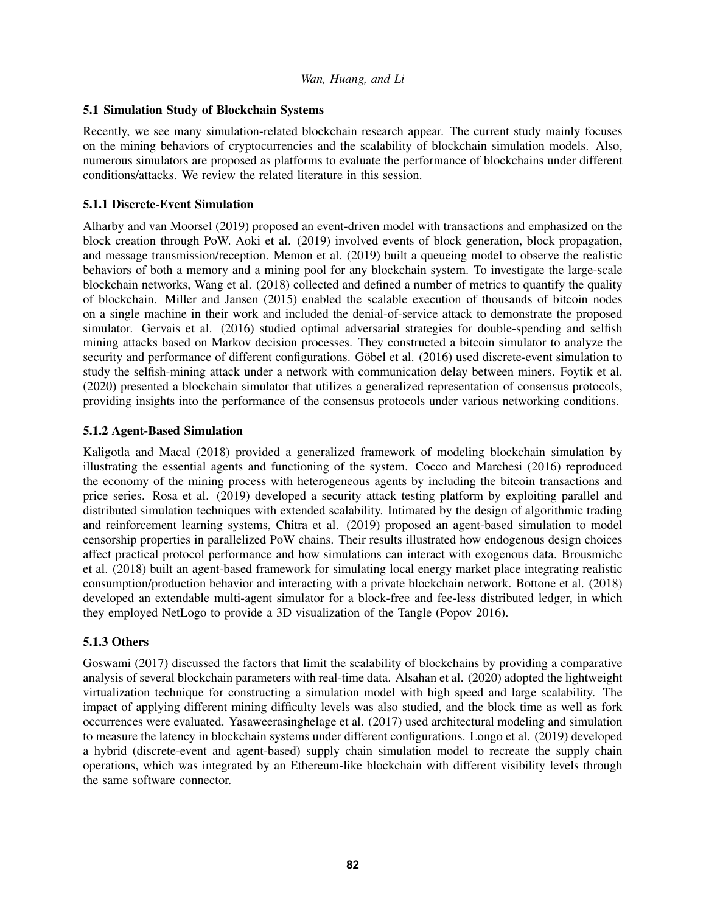### 5.1 Simulation Study of Blockchain Systems

Recently, we see many simulation-related blockchain research appear. The current study mainly focuses on the mining behaviors of cryptocurrencies and the scalability of blockchain simulation models. Also, numerous simulators are proposed as platforms to evaluate the performance of blockchains under different conditions/attacks. We review the related literature in this session.

#### 5.1.1 Discrete-Event Simulation

Alharby and van Moorsel (2019) proposed an event-driven model with transactions and emphasized on the block creation through PoW. Aoki et al. (2019) involved events of block generation, block propagation, and message transmission/reception. Memon et al. (2019) built a queueing model to observe the realistic behaviors of both a memory and a mining pool for any blockchain system. To investigate the large-scale blockchain networks, Wang et al. (2018) collected and defined a number of metrics to quantify the quality of blockchain. Miller and Jansen (2015) enabled the scalable execution of thousands of bitcoin nodes on a single machine in their work and included the denial-of-service attack to demonstrate the proposed simulator. Gervais et al. (2016) studied optimal adversarial strategies for double-spending and selfish mining attacks based on Markov decision processes. They constructed a bitcoin simulator to analyze the security and performance of different configurations. Göbel et al. (2016) used discrete-event simulation to study the selfish-mining attack under a network with communication delay between miners. Foytik et al. (2020) presented a blockchain simulator that utilizes a generalized representation of consensus protocols, providing insights into the performance of the consensus protocols under various networking conditions.

#### 5.1.2 Agent-Based Simulation

Kaligotla and Macal (2018) provided a generalized framework of modeling blockchain simulation by illustrating the essential agents and functioning of the system. Cocco and Marchesi (2016) reproduced the economy of the mining process with heterogeneous agents by including the bitcoin transactions and price series. Rosa et al. (2019) developed a security attack testing platform by exploiting parallel and distributed simulation techniques with extended scalability. Intimated by the design of algorithmic trading and reinforcement learning systems, Chitra et al. (2019) proposed an agent-based simulation to model censorship properties in parallelized PoW chains. Their results illustrated how endogenous design choices affect practical protocol performance and how simulations can interact with exogenous data. Brousmichc et al. (2018) built an agent-based framework for simulating local energy market place integrating realistic consumption/production behavior and interacting with a private blockchain network. Bottone et al. (2018) developed an extendable multi-agent simulator for a block-free and fee-less distributed ledger, in which they employed NetLogo to provide a 3D visualization of the Tangle (Popov 2016).

#### 5.1.3 Others

Goswami (2017) discussed the factors that limit the scalability of blockchains by providing a comparative analysis of several blockchain parameters with real-time data. Alsahan et al. (2020) adopted the lightweight virtualization technique for constructing a simulation model with high speed and large scalability. The impact of applying different mining difficulty levels was also studied, and the block time as well as fork occurrences were evaluated. Yasaweerasinghelage et al. (2017) used architectural modeling and simulation to measure the latency in blockchain systems under different configurations. Longo et al. (2019) developed a hybrid (discrete-event and agent-based) supply chain simulation model to recreate the supply chain operations, which was integrated by an Ethereum-like blockchain with different visibility levels through the same software connector.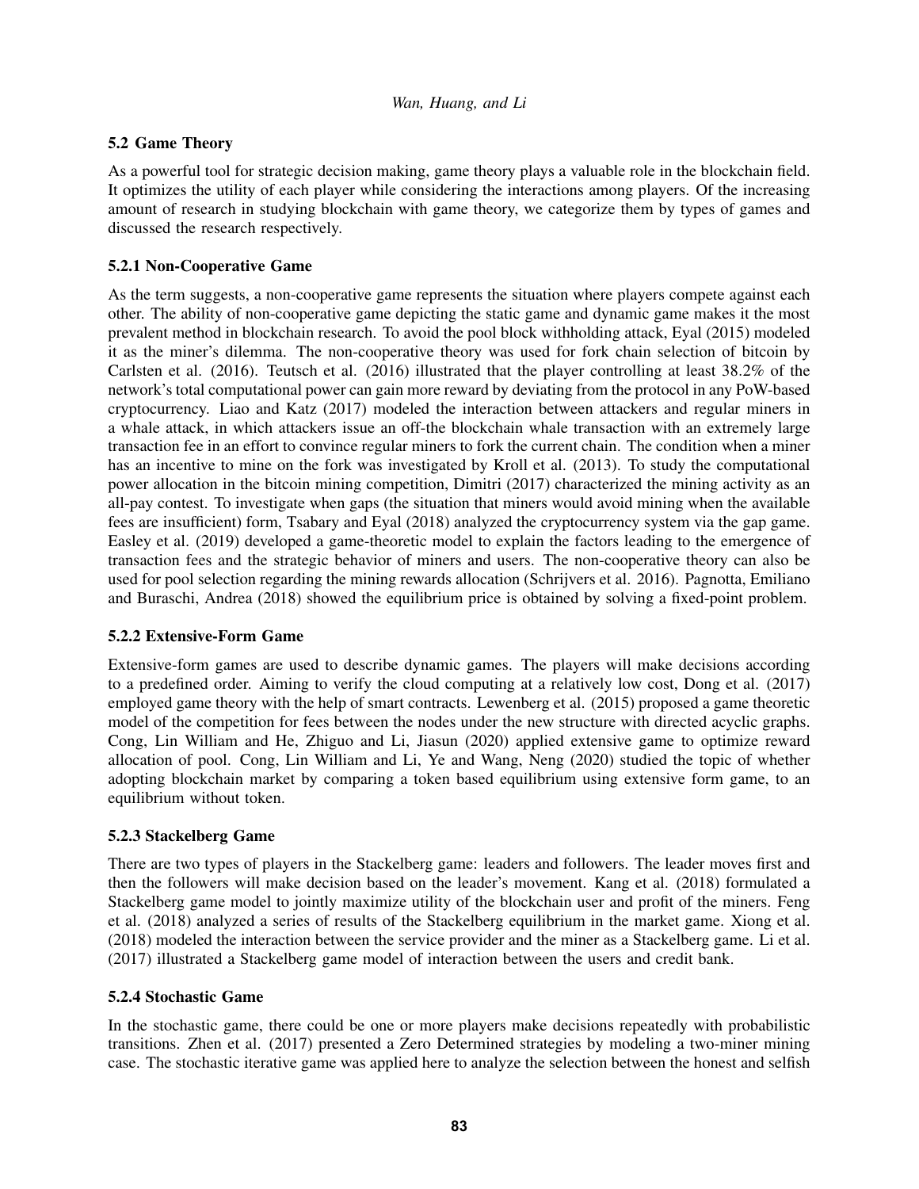### 5.2 Game Theory

As a powerful tool for strategic decision making, game theory plays a valuable role in the blockchain field. It optimizes the utility of each player while considering the interactions among players. Of the increasing amount of research in studying blockchain with game theory, we categorize them by types of games and discussed the research respectively.

#### 5.2.1 Non-Cooperative Game

As the term suggests, a non-cooperative game represents the situation where players compete against each other. The ability of non-cooperative game depicting the static game and dynamic game makes it the most prevalent method in blockchain research. To avoid the pool block withholding attack, Eyal (2015) modeled it as the miner's dilemma. The non-cooperative theory was used for fork chain selection of bitcoin by Carlsten et al. (2016). Teutsch et al. (2016) illustrated that the player controlling at least 38.2% of the network's total computational power can gain more reward by deviating from the protocol in any PoW-based cryptocurrency. Liao and Katz (2017) modeled the interaction between attackers and regular miners in a whale attack, in which attackers issue an off-the blockchain whale transaction with an extremely large transaction fee in an effort to convince regular miners to fork the current chain. The condition when a miner has an incentive to mine on the fork was investigated by Kroll et al. (2013). To study the computational power allocation in the bitcoin mining competition, Dimitri (2017) characterized the mining activity as an all-pay contest. To investigate when gaps (the situation that miners would avoid mining when the available fees are insufficient) form, Tsabary and Eyal (2018) analyzed the cryptocurrency system via the gap game. Easley et al. (2019) developed a game-theoretic model to explain the factors leading to the emergence of transaction fees and the strategic behavior of miners and users. The non-cooperative theory can also be used for pool selection regarding the mining rewards allocation (Schrijvers et al. 2016). Pagnotta, Emiliano and Buraschi, Andrea (2018) showed the equilibrium price is obtained by solving a fixed-point problem.

#### 5.2.2 Extensive-Form Game

Extensive-form games are used to describe dynamic games. The players will make decisions according to a predefined order. Aiming to verify the cloud computing at a relatively low cost, Dong et al. (2017) employed game theory with the help of smart contracts. Lewenberg et al. (2015) proposed a game theoretic model of the competition for fees between the nodes under the new structure with directed acyclic graphs. Cong, Lin William and He, Zhiguo and Li, Jiasun (2020) applied extensive game to optimize reward allocation of pool. Cong, Lin William and Li, Ye and Wang, Neng (2020) studied the topic of whether adopting blockchain market by comparing a token based equilibrium using extensive form game, to an equilibrium without token.

#### 5.2.3 Stackelberg Game

There are two types of players in the Stackelberg game: leaders and followers. The leader moves first and then the followers will make decision based on the leader's movement. Kang et al. (2018) formulated a Stackelberg game model to jointly maximize utility of the blockchain user and profit of the miners. Feng et al. (2018) analyzed a series of results of the Stackelberg equilibrium in the market game. Xiong et al. (2018) modeled the interaction between the service provider and the miner as a Stackelberg game. Li et al. (2017) illustrated a Stackelberg game model of interaction between the users and credit bank.

#### 5.2.4 Stochastic Game

In the stochastic game, there could be one or more players make decisions repeatedly with probabilistic transitions. Zhen et al. (2017) presented a Zero Determined strategies by modeling a two-miner mining case. The stochastic iterative game was applied here to analyze the selection between the honest and selfish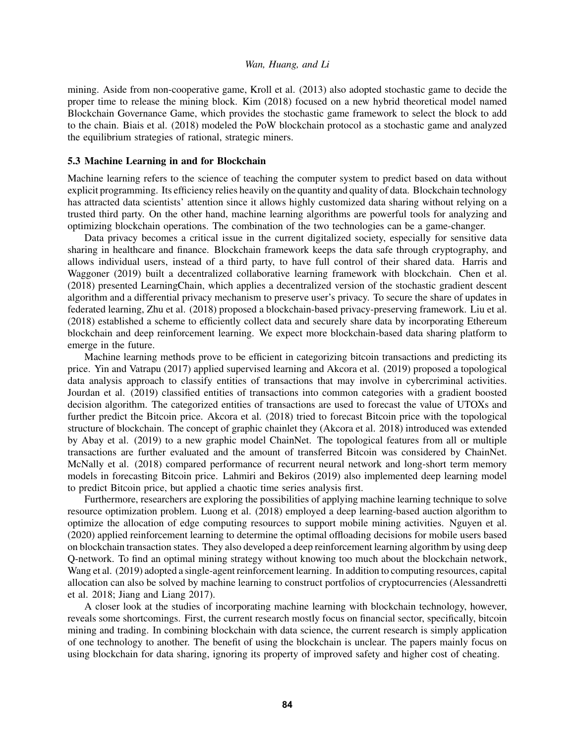mining. Aside from non-cooperative game, Kroll et al. (2013) also adopted stochastic game to decide the proper time to release the mining block. Kim (2018) focused on a new hybrid theoretical model named Blockchain Governance Game, which provides the stochastic game framework to select the block to add to the chain. Biais et al. (2018) modeled the PoW blockchain protocol as a stochastic game and analyzed the equilibrium strategies of rational, strategic miners.

### 5.3 Machine Learning in and for Blockchain

Machine learning refers to the science of teaching the computer system to predict based on data without explicit programming. Its efficiency relies heavily on the quantity and quality of data. Blockchain technology has attracted data scientists' attention since it allows highly customized data sharing without relying on a trusted third party. On the other hand, machine learning algorithms are powerful tools for analyzing and optimizing blockchain operations. The combination of the two technologies can be a game-changer.

Data privacy becomes a critical issue in the current digitalized society, especially for sensitive data sharing in healthcare and finance. Blockchain framework keeps the data safe through cryptography, and allows individual users, instead of a third party, to have full control of their shared data. Harris and Waggoner (2019) built a decentralized collaborative learning framework with blockchain. Chen et al. (2018) presented LearningChain, which applies a decentralized version of the stochastic gradient descent algorithm and a differential privacy mechanism to preserve user's privacy. To secure the share of updates in federated learning, Zhu et al. (2018) proposed a blockchain-based privacy-preserving framework. Liu et al. (2018) established a scheme to efficiently collect data and securely share data by incorporating Ethereum blockchain and deep reinforcement learning. We expect more blockchain-based data sharing platform to emerge in the future.

Machine learning methods prove to be efficient in categorizing bitcoin transactions and predicting its price. Yin and Vatrapu (2017) applied supervised learning and Akcora et al. (2019) proposed a topological data analysis approach to classify entities of transactions that may involve in cybercriminal activities. Jourdan et al. (2019) classified entities of transactions into common categories with a gradient boosted decision algorithm. The categorized entities of transactions are used to forecast the value of UTOXs and further predict the Bitcoin price. Akcora et al. (2018) tried to forecast Bitcoin price with the topological structure of blockchain. The concept of graphic chainlet they (Akcora et al. 2018) introduced was extended by Abay et al. (2019) to a new graphic model ChainNet. The topological features from all or multiple transactions are further evaluated and the amount of transferred Bitcoin was considered by ChainNet. McNally et al. (2018) compared performance of recurrent neural network and long-short term memory models in forecasting Bitcoin price. Lahmiri and Bekiros (2019) also implemented deep learning model to predict Bitcoin price, but applied a chaotic time series analysis first.

Furthermore, researchers are exploring the possibilities of applying machine learning technique to solve resource optimization problem. Luong et al. (2018) employed a deep learning-based auction algorithm to optimize the allocation of edge computing resources to support mobile mining activities. Nguyen et al. (2020) applied reinforcement learning to determine the optimal offloading decisions for mobile users based on blockchain transaction states. They also developed a deep reinforcement learning algorithm by using deep Q-network. To find an optimal mining strategy without knowing too much about the blockchain network, Wang et al. (2019) adopted a single-agent reinforcement learning. In addition to computing resources, capital allocation can also be solved by machine learning to construct portfolios of cryptocurrencies (Alessandretti et al. 2018; Jiang and Liang 2017).

A closer look at the studies of incorporating machine learning with blockchain technology, however, reveals some shortcomings. First, the current research mostly focus on financial sector, specifically, bitcoin mining and trading. In combining blockchain with data science, the current research is simply application of one technology to another. The benefit of using the blockchain is unclear. The papers mainly focus on using blockchain for data sharing, ignoring its property of improved safety and higher cost of cheating.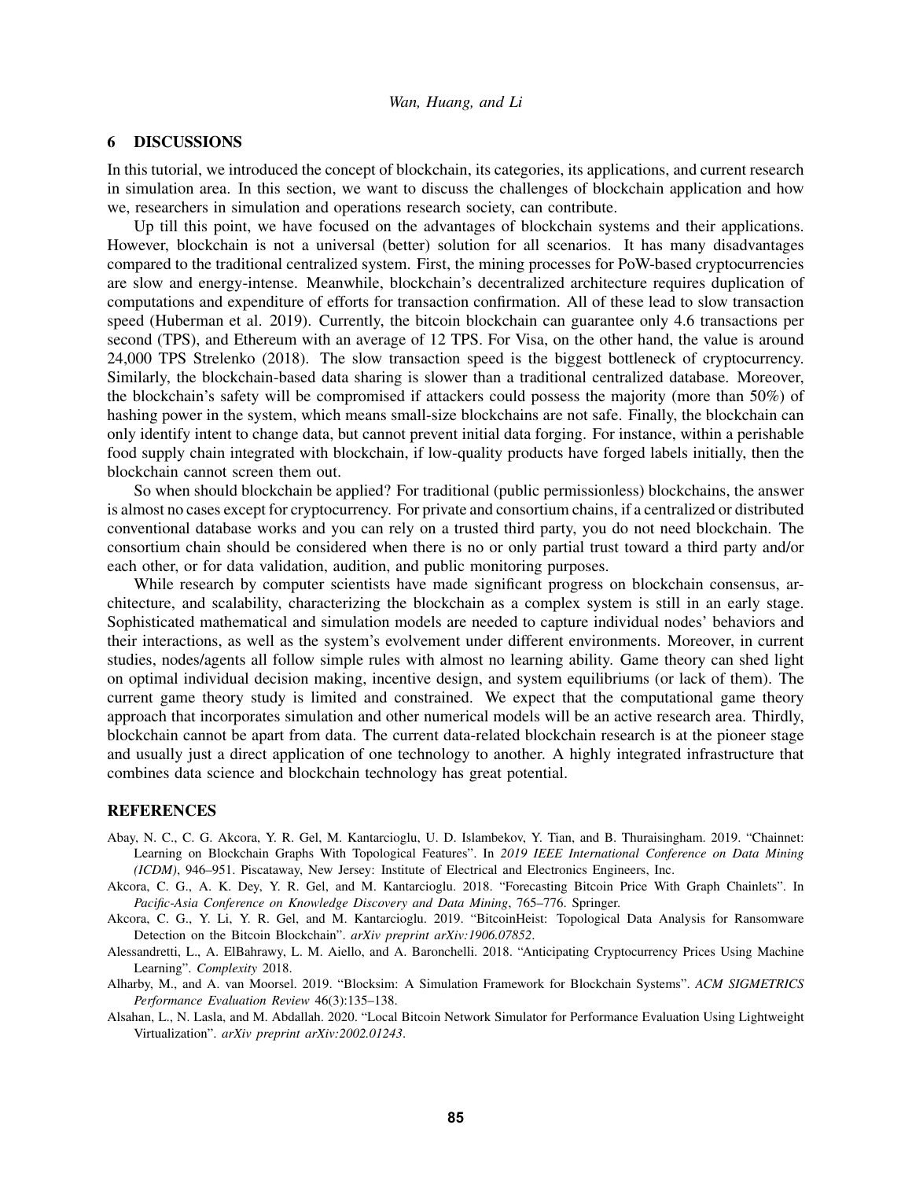## 6 DISCUSSIONS

In this tutorial, we introduced the concept of blockchain, its categories, its applications, and current research in simulation area. In this section, we want to discuss the challenges of blockchain application and how we, researchers in simulation and operations research society, can contribute.

Up till this point, we have focused on the advantages of blockchain systems and their applications. However, blockchain is not a universal (better) solution for all scenarios. It has many disadvantages compared to the traditional centralized system. First, the mining processes for PoW-based cryptocurrencies are slow and energy-intense. Meanwhile, blockchain's decentralized architecture requires duplication of computations and expenditure of efforts for transaction confirmation. All of these lead to slow transaction speed (Huberman et al. 2019). Currently, the bitcoin blockchain can guarantee only 4.6 transactions per second (TPS), and Ethereum with an average of 12 TPS. For Visa, on the other hand, the value is around 24,000 TPS Strelenko (2018). The slow transaction speed is the biggest bottleneck of cryptocurrency. Similarly, the blockchain-based data sharing is slower than a traditional centralized database. Moreover, the blockchain's safety will be compromised if attackers could possess the majority (more than 50%) of hashing power in the system, which means small-size blockchains are not safe. Finally, the blockchain can only identify intent to change data, but cannot prevent initial data forging. For instance, within a perishable food supply chain integrated with blockchain, if low-quality products have forged labels initially, then the blockchain cannot screen them out.

So when should blockchain be applied? For traditional (public permissionless) blockchains, the answer is almost no cases except for cryptocurrency. For private and consortium chains, if a centralized or distributed conventional database works and you can rely on a trusted third party, you do not need blockchain. The consortium chain should be considered when there is no or only partial trust toward a third party and/or each other, or for data validation, audition, and public monitoring purposes.

While research by computer scientists have made significant progress on blockchain consensus, architecture, and scalability, characterizing the blockchain as a complex system is still in an early stage. Sophisticated mathematical and simulation models are needed to capture individual nodes' behaviors and their interactions, as well as the system's evolvement under different environments. Moreover, in current studies, nodes/agents all follow simple rules with almost no learning ability. Game theory can shed light on optimal individual decision making, incentive design, and system equilibriums (or lack of them). The current game theory study is limited and constrained. We expect that the computational game theory approach that incorporates simulation and other numerical models will be an active research area. Thirdly, blockchain cannot be apart from data. The current data-related blockchain research is at the pioneer stage and usually just a direct application of one technology to another. A highly integrated infrastructure that combines data science and blockchain technology has great potential.

## REFERENCES

Abay, N. C., C. G. Akcora, Y. R. Gel, M. Kantarcioglu, U. D. Islambekov, Y. Tian, and B. Thuraisingham. 2019. "Chainnet: Learning on Blockchain Graphs With Topological Features". In *2019 IEEE International Conference on Data Mining (ICDM)*, 946–951. Piscataway, New Jersey: Institute of Electrical and Electronics Engineers, Inc.

Akcora, C. G., A. K. Dey, Y. R. Gel, and M. Kantarcioglu. 2018. "Forecasting Bitcoin Price With Graph Chainlets". In *Pacific-Asia Conference on Knowledge Discovery and Data Mining*, 765–776. Springer.

Akcora, C. G., Y. Li, Y. R. Gel, and M. Kantarcioglu. 2019. "BitcoinHeist: Topological Data Analysis for Ransomware Detection on the Bitcoin Blockchain". *arXiv preprint arXiv:1906.07852*.

Alessandretti, L., A. ElBahrawy, L. M. Aiello, and A. Baronchelli. 2018. "Anticipating Cryptocurrency Prices Using Machine Learning". *Complexity* 2018.

Alharby, M., and A. van Moorsel. 2019. "Blocksim: A Simulation Framework for Blockchain Systems". *ACM SIGMETRICS Performance Evaluation Review* 46(3):135–138.

Alsahan, L., N. Lasla, and M. Abdallah. 2020. "Local Bitcoin Network Simulator for Performance Evaluation Using Lightweight Virtualization". *arXiv preprint arXiv:2002.01243*.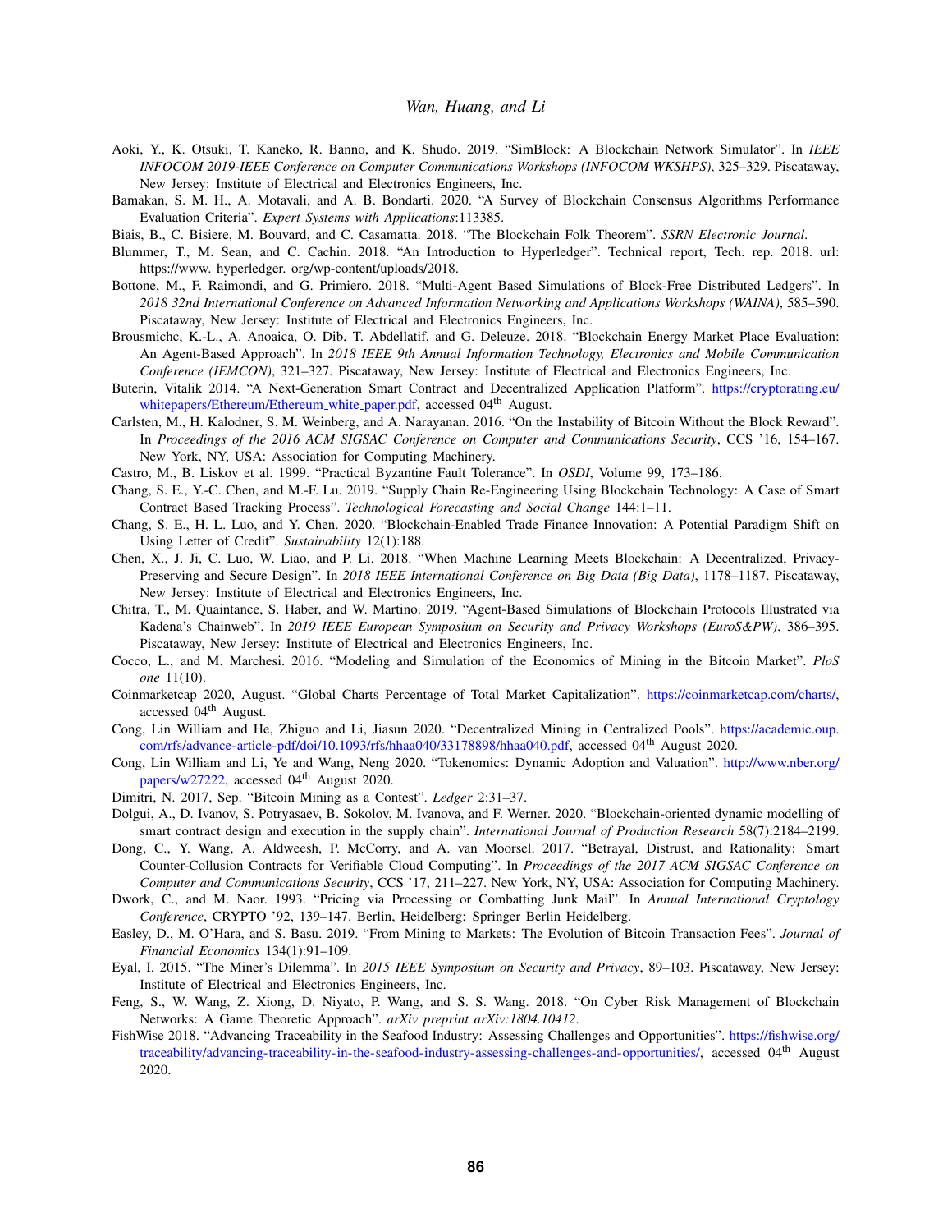Aoki, Y., K. Otsuki, T. Kaneko, R. Banno, and K. Shudo. 2019. "SimBlock: A Blockchain Network Simulator". In *IEEE INFOCOM 2019-IEEE Conference on Computer Communications Workshops (INFOCOM WKSHPS)*, 325–329. Piscataway, New Jersey: Institute of Electrical and Electronics Engineers, Inc.

Bamakan, S. M. H., A. Motavali, and A. B. Bondarti. 2020. "A Survey of Blockchain Consensus Algorithms Performance Evaluation Criteria". *Expert Systems with Applications*:113385.

Biais, B., C. Bisiere, M. Bouvard, and C. Casamatta. 2018. "The Blockchain Folk Theorem". *SSRN Electronic Journal*.

Blummer, T., M. Sean, and C. Cachin. 2018. "An Introduction to Hyperledger". Technical report, Tech. rep. 2018. url: https://www. hyperledger. org/wp-content/uploads/2018.

Bottone, M., F. Raimondi, and G. Primiero. 2018. "Multi-Agent Based Simulations of Block-Free Distributed Ledgers". In *2018 32nd International Conference on Advanced Information Networking and Applications Workshops (WAINA)*, 585–590. Piscataway, New Jersey: Institute of Electrical and Electronics Engineers, Inc.

Brousmichc, K.-L., A. Anoaica, O. Dib, T. Abdellatif, and G. Deleuze. 2018. "Blockchain Energy Market Place Evaluation: An Agent-Based Approach". In *2018 IEEE 9th Annual Information Technology, Electronics and Mobile Communication Conference (IEMCON)*, 321–327. Piscataway, New Jersey: Institute of Electrical and Electronics Engineers, Inc.

Buterin, Vitalik 2014. "A Next-Generation Smart Contract and Decentralized Application Platform". https://cryptorating.eu/whitepapers/Ethereum/Ethereum_white_paper.pdf, accessed 04th August.

Carlsten, M., H. Kalodner, S. M. Weinberg, and A. Narayanan. 2016. "On the Instability of Bitcoin Without the Block Reward". In *Proceedings of the 2016 ACM SIGSAC Conference on Computer and Communications Security*, CCS '16, 154–167. New York, NY, USA: Association for Computing Machinery.

Castro, M., B. Liskov et al. 1999. "Practical Byzantine Fault Tolerance". In *OSDI*, Volume 99, 173–186.

Chang, S. E., Y.-C. Chen, and M.-F. Lu. 2019. "Supply Chain Re-Engineering Using Blockchain Technology: A Case of Smart Contract Based Tracking Process". *Technological Forecasting and Social Change* 144:1–11.

Chang, S. E., H. L. Luo, and Y. Chen. 2020. "Blockchain-Enabled Trade Finance Innovation: A Potential Paradigm Shift on Using Letter of Credit". *Sustainability* 12(1):188.

Chen, X., J. Ji, C. Luo, W. Liao, and P. Li. 2018. "When Machine Learning Meets Blockchain: A Decentralized, Privacy-Preserving and Secure Design". In *2018 IEEE International Conference on Big Data (Big Data)*, 1178–1187. Piscataway, New Jersey: Institute of Electrical and Electronics Engineers, Inc.

Chitra, T., M. Quaintance, S. Haber, and W. Martino. 2019. "Agent-Based Simulations of Blockchain Protocols Illustrated via Kadena's Chainweb". In *2019 IEEE European Symposium on Security and Privacy Workshops (EuroS&PW)*, 386–395. Piscataway, New Jersey: Institute of Electrical and Electronics Engineers, Inc.

Cocco, L., and M. Marchesi. 2016. "Modeling and Simulation of the Economics of Mining in the Bitcoin Market". *PloS one* 11(10).

Coinmarketcap 2020, August. "Global Charts Percentage of Total Market Capitalization". https://coinmarketcap.com/charts/, accessed 04th August.

Cong, Lin William and He, Zhiguo and Li, Jiasun 2020. "Decentralized Mining in Centralized Pools". https://academic.oup.com/rfs/advance-article-pdf/doi/10.1093/rfs/hhaa040/33178898/hhaa040.pdf, accessed 04th August 2020.

Cong, Lin William and Li, Ye and Wang, Neng 2020. "Tokenomics: Dynamic Adoption and Valuation". http://www.nber.org/papers/w27222, accessed 04th August 2020.

Dimitri, N. 2017, Sep. "Bitcoin Mining as a Contest". *Ledger* 2:31–37.

Dolgui, A., D. Ivanov, S. Potryasaev, B. Sokolov, M. Ivanova, and F. Werner. 2020. "Blockchain-oriented dynamic modelling of smart contract design and execution in the supply chain". *International Journal of Production Research* 58(7):2184–2199.

Dong, C., Y. Wang, A. Aldweesh, P. McCorry, and A. van Moorsel. 2017. "Betrayal, Distrust, and Rationality: Smart Counter-Collusion Contracts for Verifiable Cloud Computing". In *Proceedings of the 2017 ACM SIGSAC Conference on Computer and Communications Security*, CCS '17, 211–227. New York, NY, USA: Association for Computing Machinery.

Dwork, C., and M. Naor. 1993. "Pricing via Processing or Combatting Junk Mail". In *Annual International Cryptology Conference*, CRYPTO '92, 139–147. Berlin, Heidelberg: Springer Berlin Heidelberg.

Easley, D., M. O'Hara, and S. Basu. 2019. "From Mining to Markets: The Evolution of Bitcoin Transaction Fees". *Journal of Financial Economics* 134(1):91–109.

Eyal, I. 2015. "The Miner's Dilemma". In *2015 IEEE Symposium on Security and Privacy*, 89–103. Piscataway, New Jersey: Institute of Electrical and Electronics Engineers, Inc.

Feng, S., W. Wang, Z. Xiong, D. Niyato, P. Wang, and S. S. Wang. 2018. "On Cyber Risk Management of Blockchain Networks: A Game Theoretic Approach". *arXiv preprint arXiv:1804.10412*.

FishWise 2018. "Advancing Traceability in the Seafood Industry: Assessing Challenges and Opportunities". https://fishwise.org/traceability/advancing-traceability-in-the-seafood-industry-assessing-challenges-and-opportunities/, accessed 04th August 2020.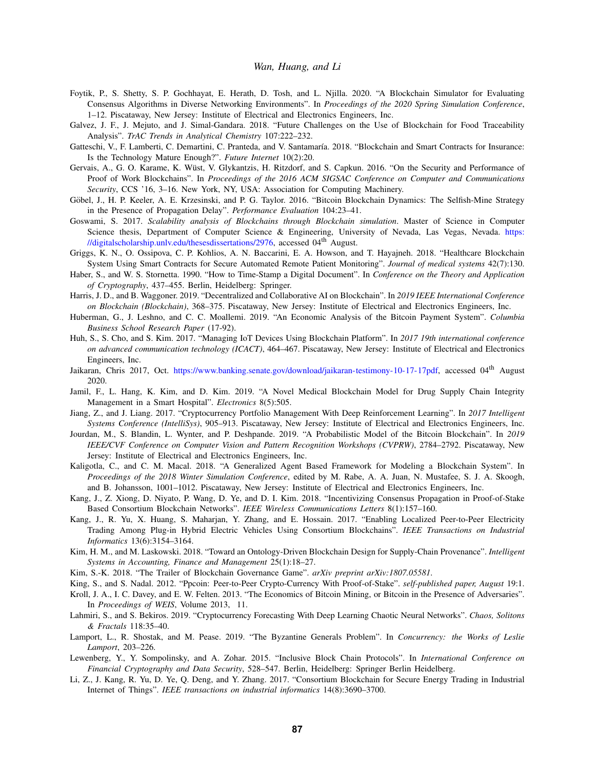Foytik, P., S. Shetty, S. P. Gochhayat, E. Herath, D. Tosh, and L. Njilla. 2020. "A Blockchain Simulator for Evaluating Consensus Algorithms in Diverse Networking Environments". In *Proceedings of the 2020 Spring Simulation Conference*, 1–12. Piscataway, New Jersey: Institute of Electrical and Electronics Engineers, Inc.

Galvez, J. F., J. Mejuto, and J. Simal-Gandara. 2018. "Future Challenges on the Use of Blockchain for Food Traceability Analysis". *TrAC Trends in Analytical Chemistry* 107:222–232.

Gatteschi, V., F. Lamberti, C. Demartini, C. Pranteda, and V. Santamaría. 2018. "Blockchain and Smart Contracts for Insurance: Is the Technology Mature Enough?". *Future Internet* 10(2):20.

Gervais, A., G. O. Karame, K. Wüst, V. Glykantzis, H. Ritzdorf, and S. Capkun. 2016. "On the Security and Performance of Proof of Work Blockchains". In *Proceedings of the 2016 ACM SIGSAC Conference on Computer and Communications Security*, CCS '16, 3–16. New York, NY, USA: Association for Computing Machinery.

Göbel, J., H. P. Keeler, A. E. Krzesinski, and P. G. Taylor. 2016. "Bitcoin Blockchain Dynamics: The Selfish-Mine Strategy in the Presence of Propagation Delay". *Performance Evaluation* 104:23–41.

Goswami, S. 2017. *Scalability analysis of Blockchains through Blockchain simulation*. Master of Science in Computer Science thesis, Department of Computer Science & Engineering, University of Nevada, Las Vegas, Nevada. https://digitalscholarship.unlv.edu/thesesdissertations/2976, accessed 04th August.

Griggs, K. N., O. Ossipova, C. P. Kohlios, A. N. Baccarini, E. A. Howson, and T. Hayajneh. 2018. "Healthcare Blockchain System Using Smart Contracts for Secure Automated Remote Patient Monitoring". *Journal of medical systems* 42(7):130.

Haber, S., and W. S. Stornetta. 1990. "How to Time-Stamp a Digital Document". In *Conference on the Theory and Application of Cryptography*, 437–455. Berlin, Heidelberg: Springer.

Harris, J. D., and B. Waggoner. 2019. "Decentralized and Collaborative AI on Blockchain". In *2019 IEEE International Conference on Blockchain (Blockchain)*, 368–375. Piscataway, New Jersey: Institute of Electrical and Electronics Engineers, Inc.

Huberman, G., J. Leshno, and C. C. Moallemi. 2019. "An Economic Analysis of the Bitcoin Payment System". *Columbia Business School Research Paper* (17-92).

Huh, S., S. Cho, and S. Kim. 2017. "Managing IoT Devices Using Blockchain Platform". In *2017 19th international conference on advanced communication technology (ICACT)*, 464–467. Piscataway, New Jersey: Institute of Electrical and Electronics Engineers, Inc.

Jaikaran, Chris 2017, Oct. https://www.banking.senate.gov/download/jaikaran-testimony-10-17-17pdf, accessed 04th August 2020.

Jamil, F., L. Hang, K. Kim, and D. Kim. 2019. "A Novel Medical Blockchain Model for Drug Supply Chain Integrity Management in a Smart Hospital". *Electronics* 8(5):505.

Jiang, Z., and J. Liang. 2017. "Cryptocurrency Portfolio Management With Deep Reinforcement Learning". In *2017 Intelligent Systems Conference (IntelliSys)*, 905–913. Piscataway, New Jersey: Institute of Electrical and Electronics Engineers, Inc.

Jourdan, M., S. Blandin, L. Wynter, and P. Deshpande. 2019. "A Probabilistic Model of the Bitcoin Blockchain". In *2019 IEEE/CVF Conference on Computer Vision and Pattern Recognition Workshops (CVPRW)*, 2784–2792. Piscataway, New Jersey: Institute of Electrical and Electronics Engineers, Inc.

Kaligotla, C., and C. M. Macal. 2018. "A Generalized Agent Based Framework for Modeling a Blockchain System". In *Proceedings of the 2018 Winter Simulation Conference*, edited by M. Rabe, A. A. Juan, N. Mustafee, S. J. A. Skoogh, and B. Johansson, 1001–1012. Piscataway, New Jersey: Institute of Electrical and Electronics Engineers, Inc.

Kang, J., Z. Xiong, D. Niyato, P. Wang, D. Ye, and D. I. Kim. 2018. "Incentivizing Consensus Propagation in Proof-of-Stake Based Consortium Blockchain Networks". *IEEE Wireless Communications Letters* 8(1):157–160.

Kang, J., R. Yu, X. Huang, S. Maharjan, Y. Zhang, and E. Hossain. 2017. "Enabling Localized Peer-to-Peer Electricity Trading Among Plug-in Hybrid Electric Vehicles Using Consortium Blockchains". *IEEE Transactions on Industrial Informatics* 13(6):3154–3164.

Kim, H. M., and M. Laskowski. 2018. "Toward an Ontology-Driven Blockchain Design for Supply-Chain Provenance". *Intelligent Systems in Accounting, Finance and Management* 25(1):18–27.

Kim, S.-K. 2018. "The Trailer of Blockchain Governance Game". *arXiv preprint arXiv:1807.05581*.

King, S., and S. Nadal. 2012. "Ppcoin: Peer-to-Peer Crypto-Currency With Proof-of-Stake". *self-published paper, August* 19:1.

Kroll, J. A., I. C. Davey, and E. W. Felten. 2013. "The Economics of Bitcoin Mining, or Bitcoin in the Presence of Adversaries". In *Proceedings of WEIS*, Volume 2013, 11.

Lahmiri, S., and S. Bekiros. 2019. "Cryptocurrency Forecasting With Deep Learning Chaotic Neural Networks". *Chaos, Solitons & Fractals* 118:35–40.

Lamport, L., R. Shostak, and M. Pease. 2019. "The Byzantine Generals Problem". In *Concurrency: the Works of Leslie Lamport*, 203–226.

Lewenberg, Y., Y. Sompolinsky, and A. Zohar. 2015. "Inclusive Block Chain Protocols". In *International Conference on Financial Cryptography and Data Security*, 528–547. Berlin, Heidelberg: Springer Berlin Heidelberg.

Li, Z., J. Kang, R. Yu, D. Ye, Q. Deng, and Y. Zhang. 2017. "Consortium Blockchain for Secure Energy Trading in Industrial Internet of Things". *IEEE transactions on industrial informatics* 14(8):3690–3700.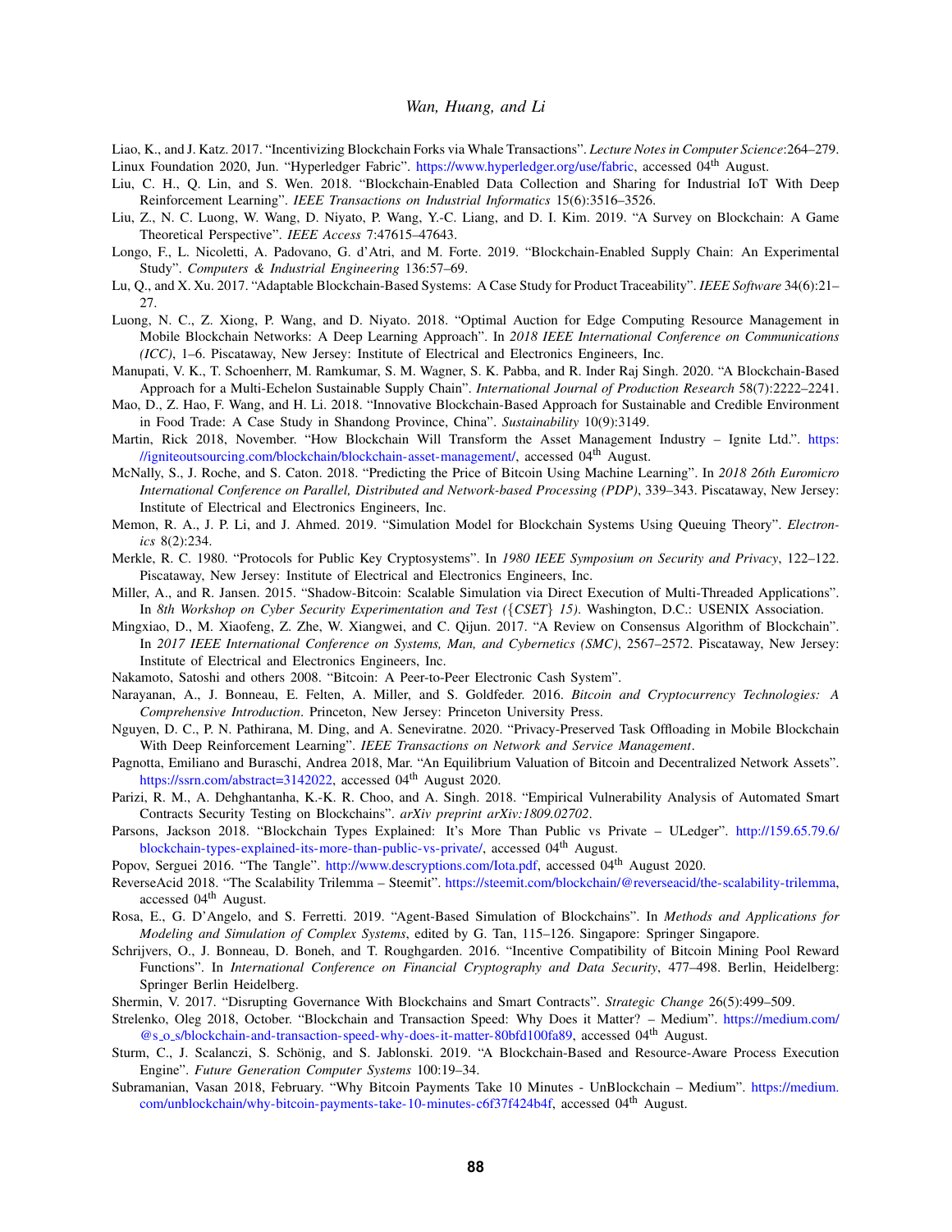Liao, K., and J. Katz. 2017. "Incentivizing Blockchain Forks via Whale Transactions". *Lecture Notes in Computer Science*:264–279.

Linux Foundation 2020, Jun. "Hyperledger Fabric". https://www.hyperledger.org/use/fabric, accessed 04th August.

Liu, C. H., Q. Lin, and S. Wen. 2018. "Blockchain-Enabled Data Collection and Sharing for Industrial IoT With Deep Reinforcement Learning". *IEEE Transactions on Industrial Informatics* 15(6):3516–3526.

Liu, Z., N. C. Luong, W. Wang, D. Niyato, P. Wang, Y.-C. Liang, and D. I. Kim. 2019. "A Survey on Blockchain: A Game Theoretical Perspective". *IEEE Access* 7:47615–47643.

Longo, F., L. Nicoletti, A. Padovano, G. d'Atri, and M. Forte. 2019. "Blockchain-Enabled Supply Chain: An Experimental Study". *Computers & Industrial Engineering* 136:57–69.

Lu, Q., and X. Xu. 2017. "Adaptable Blockchain-Based Systems: A Case Study for Product Traceability". *IEEE Software* 34(6):21–27.

Luong, N. C., Z. Xiong, P. Wang, and D. Niyato. 2018. "Optimal Auction for Edge Computing Resource Management in Mobile Blockchain Networks: A Deep Learning Approach". In *2018 IEEE International Conference on Communications (ICC)*, 1–6. Piscataway, New Jersey: Institute of Electrical and Electronics Engineers, Inc.

Manupati, V. K., T. Schoenherr, M. Ramkumar, S. M. Wagner, S. K. Pabba, and R. Inder Raj Singh. 2020. "A Blockchain-Based Approach for a Multi-Echelon Sustainable Supply Chain". *International Journal of Production Research* 58(7):2222–2241.

Mao, D., Z. Hao, F. Wang, and H. Li. 2018. "Innovative Blockchain-Based Approach for Sustainable and Credible Environment in Food Trade: A Case Study in Shandong Province, China". *Sustainability* 10(9):3149.

Martin, Rick 2018, November. "How Blockchain Will Transform the Asset Management Industry – Ignite Ltd.". https://igniteoutsourcing.com/blockchain/blockchain-asset-management/, accessed 04th August.

McNally, S., J. Roche, and S. Caton. 2018. "Predicting the Price of Bitcoin Using Machine Learning". In *2018 26th Euromicro International Conference on Parallel, Distributed and Network-based Processing (PDP)*, 339–343. Piscataway, New Jersey: Institute of Electrical and Electronics Engineers, Inc.

Memon, R. A., J. P. Li, and J. Ahmed. 2019. "Simulation Model for Blockchain Systems Using Queuing Theory". *Electronics* 8(2):234.

Merkle, R. C. 1980. "Protocols for Public Key Cryptosystems". In *1980 IEEE Symposium on Security and Privacy*, 122–122. Piscataway, New Jersey: Institute of Electrical and Electronics Engineers, Inc.

Miller, A., and R. Jansen. 2015. "Shadow-Bitcoin: Scalable Simulation via Direct Execution of Multi-Threaded Applications". In *8th Workshop on Cyber Security Experimentation and Test ({CSET} 15)*. Washington, D.C.: USENIX Association.

Mingxiao, D., M. Xiaofeng, Z. Zhe, W. Xiangwei, and C. Qijun. 2017. "A Review on Consensus Algorithm of Blockchain". In *2017 IEEE International Conference on Systems, Man, and Cybernetics (SMC)*, 2567–2572. Piscataway, New Jersey: Institute of Electrical and Electronics Engineers, Inc.

Nakamoto, Satoshi and others 2008. "Bitcoin: A Peer-to-Peer Electronic Cash System".

Narayanan, A., J. Bonneau, E. Felten, A. Miller, and S. Goldfeder. 2016. *Bitcoin and Cryptocurrency Technologies: A Comprehensive Introduction*. Princeton, New Jersey: Princeton University Press.

Nguyen, D. C., P. N. Pathirana, M. Ding, and A. Seneviratne. 2020. "Privacy-Preserved Task Offloading in Mobile Blockchain With Deep Reinforcement Learning". *IEEE Transactions on Network and Service Management*.

Pagnotta, Emiliano and Buraschi, Andrea 2018, Mar. "An Equilibrium Valuation of Bitcoin and Decentralized Network Assets". https://ssrn.com/abstract=3142022, accessed 04th August 2020.

Parizi, R. M., A. Dehghantanha, K.-K. R. Choo, and A. Singh. 2018. "Empirical Vulnerability Analysis of Automated Smart Contracts Security Testing on Blockchains". *arXiv preprint arXiv:1809.02702*.

Parsons, Jackson 2018. "Blockchain Types Explained: It's More Than Public vs Private – ULedger". http://159.65.79.6/blockchain-types-explained-its-more-than-public-vs-private/, accessed 04th August.

Popov, Serguei 2016. "The Tangle". http://www.descryptions.com/Iota.pdf, accessed 04th August 2020.

ReverseAcid 2018. "The Scalability Trilemma – Steemit". https://steemit.com/blockchain/@reverseacid/the-scalability-trilemma, accessed 04th August.

Rosa, E., G. D'Angelo, and S. Ferretti. 2019. "Agent-Based Simulation of Blockchains". In *Methods and Applications for Modeling and Simulation of Complex Systems*, edited by G. Tan, 115–126. Singapore: Springer Singapore.

Schrijvers, O., J. Bonneau, D. Boneh, and T. Roughgarden. 2016. "Incentive Compatibility of Bitcoin Mining Pool Reward Functions". In *International Conference on Financial Cryptography and Data Security*, 477–498. Berlin, Heidelberg: Springer Berlin Heidelberg.

Shermin, V. 2017. "Disrupting Governance With Blockchains and Smart Contracts". *Strategic Change* 26(5):499–509.

Strelenko, Oleg 2018, October. "Blockchain and Transaction Speed: Why Does it Matter? – Medium". https://medium.com/@s_o_s/blockchain-and-transaction-speed-why-does-it-matter-80bfd100fa89, accessed 04th August.

Sturm, C., J. Scalanczi, S. Schönig, and S. Jablonski. 2019. "A Blockchain-Based and Resource-Aware Process Execution Engine". *Future Generation Computer Systems* 100:19–34.

Subramanian, Vasan 2018, February. "Why Bitcoin Payments Take 10 Minutes - UnBlockchain – Medium". https://medium.com/unblockchain/why-bitcoin-payments-take-10-minutes-c6f37f424b4f, accessed 04th August.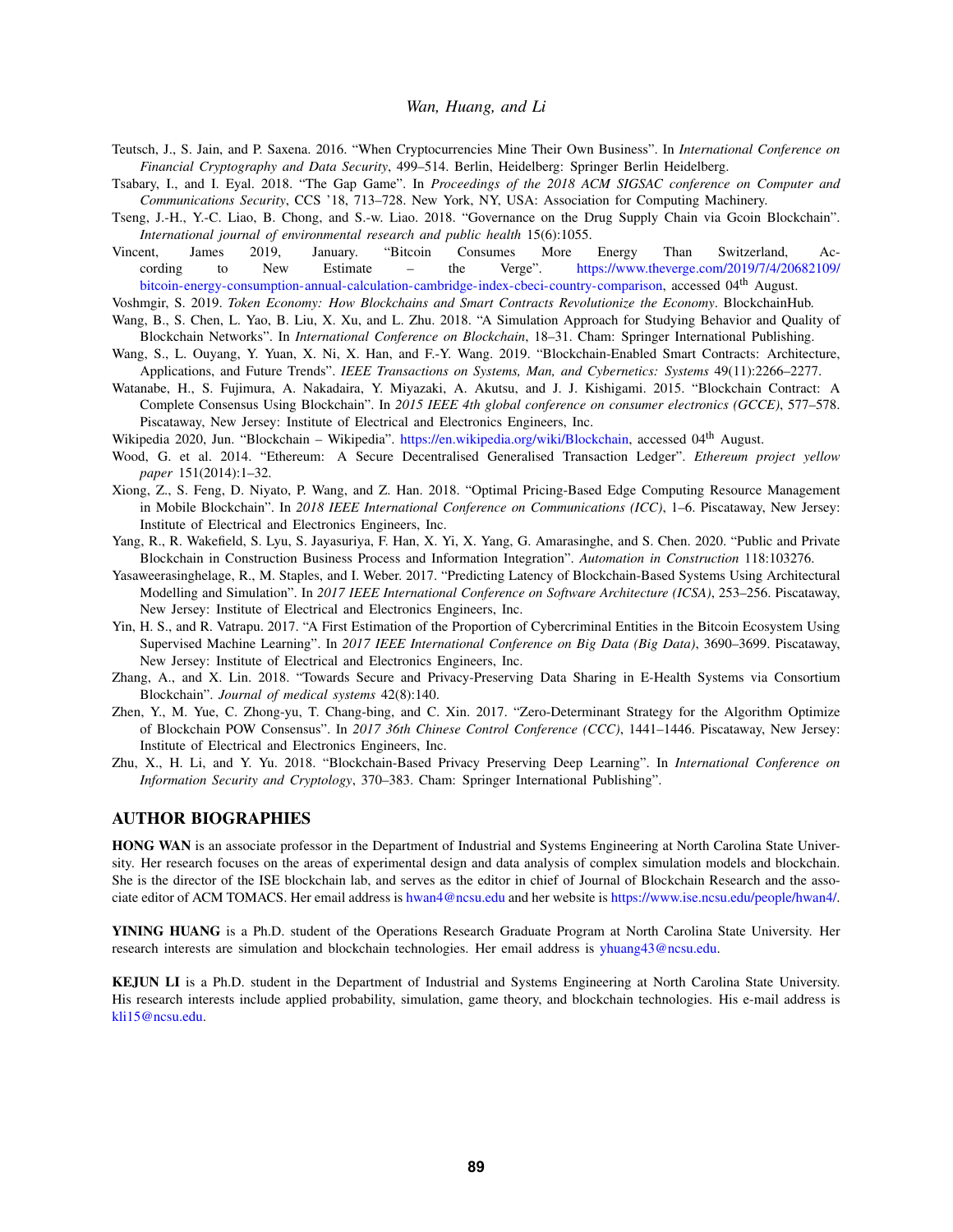Teutsch, J., S. Jain, and P. Saxena. 2016. "When Cryptocurrencies Mine Their Own Business". In *International Conference on Financial Cryptography and Data Security*, 499–514. Berlin, Heidelberg: Springer Berlin Heidelberg.

Tsabary, I., and I. Eyal. 2018. "The Gap Game". In *Proceedings of the 2018 ACM SIGSAC conference on Computer and Communications Security*, CCS '18, 713–728. New York, NY, USA: Association for Computing Machinery.

Tseng, J.-H., Y.-C. Liao, B. Chong, and S.-w. Liao. 2018. "Governance on the Drug Supply Chain via Gcoin Blockchain". *International journal of environmental research and public health* 15(6):1055.

Vincent, James 2019, January. "Bitcoin Consumes More Energy Than Switzerland, According to New Estimate – the Verge". https://www.theverge.com/2019/7/4/20682109/bitcoin-energy-consumption-annual-calculation-cambridge-index-cbeci-country-comparison, accessed 04th August.

Voshmgir, S. 2019. *Token Economy: How Blockchains and Smart Contracts Revolutionize the Economy*. BlockchainHub.

Wang, B., S. Chen, L. Yao, B. Liu, X. Xu, and L. Zhu. 2018. "A Simulation Approach for Studying Behavior and Quality of Blockchain Networks". In *International Conference on Blockchain*, 18–31. Cham: Springer International Publishing.

Wang, S., L. Ouyang, Y. Yuan, X. Ni, X. Han, and F.-Y. Wang. 2019. "Blockchain-Enabled Smart Contracts: Architecture, Applications, and Future Trends". *IEEE Transactions on Systems, Man, and Cybernetics: Systems* 49(11):2266–2277.

Watanabe, H., S. Fujimura, A. Nakadaira, Y. Miyazaki, A. Akutsu, and J. J. Kishigami. 2015. "Blockchain Contract: A Complete Consensus Using Blockchain". In *2015 IEEE 4th global conference on consumer electronics (GCCE)*, 577–578. Piscataway, New Jersey: Institute of Electrical and Electronics Engineers, Inc.

Wikipedia 2020, Jun. "Blockchain – Wikipedia". https://en.wikipedia.org/wiki/Blockchain, accessed 04th August.

Wood, G. et al. 2014. "Ethereum: A Secure Decentralised Generalised Transaction Ledger". *Ethereum project yellow paper* 151(2014):1–32.

Xiong, Z., S. Feng, D. Niyato, P. Wang, and Z. Han. 2018. "Optimal Pricing-Based Edge Computing Resource Management in Mobile Blockchain". In *2018 IEEE International Conference on Communications (ICC)*, 1–6. Piscataway, New Jersey: Institute of Electrical and Electronics Engineers, Inc.

Yang, R., R. Wakefield, S. Lyu, S. Jayasuriya, F. Han, X. Yi, X. Yang, G. Amarasinghe, and S. Chen. 2020. "Public and Private Blockchain in Construction Business Process and Information Integration". *Automation in Construction* 118:103276.

Yasaweerasinghelage, R., M. Staples, and I. Weber. 2017. "Predicting Latency of Blockchain-Based Systems Using Architectural Modelling and Simulation". In *2017 IEEE International Conference on Software Architecture (ICSA)*, 253–256. Piscataway, New Jersey: Institute of Electrical and Electronics Engineers, Inc.

Yin, H. S., and R. Vatrapu. 2017. "A First Estimation of the Proportion of Cybercriminal Entities in the Bitcoin Ecosystem Using Supervised Machine Learning". In *2017 IEEE International Conference on Big Data (Big Data)*, 3690–3699. Piscataway, New Jersey: Institute of Electrical and Electronics Engineers, Inc.

Zhang, A., and X. Lin. 2018. "Towards Secure and Privacy-Preserving Data Sharing in E-Health Systems via Consortium Blockchain". *Journal of medical systems* 42(8):140.

Zhen, Y., M. Yue, C. Zhong-yu, T. Chang-bing, and C. Xin. 2017. "Zero-Determinant Strategy for the Algorithm Optimize of Blockchain POW Consensus". In *2017 36th Chinese Control Conference (CCC)*, 1441–1446. Piscataway, New Jersey: Institute of Electrical and Electronics Engineers, Inc.

Zhu, X., H. Li, and Y. Yu. 2018. "Blockchain-Based Privacy Preserving Deep Learning". In *International Conference on Information Security and Cryptology*, 370–383. Cham: Springer International Publishing".

## AUTHOR BIOGRAPHIES

**HONG WAN** is an associate professor in the Department of Industrial and Systems Engineering at North Carolina State University. Her research focuses on the areas of experimental design and data analysis of complex simulation models and blockchain. She is the director of the ISE blockchain lab, and serves as the editor in chief of Journal of Blockchain Research and the associate editor of ACM TOMACS. Her email address is hwan4@ncsu.edu and her website is https://www.ise.ncsu.edu/people/hwan4/.

**YINING HUANG** is a Ph.D. student of the Operations Research Graduate Program at North Carolina State University. Her research interests are simulation and blockchain technologies. Her email address is yhuang43@ncsu.edu.

**KEJUN LI** is a Ph.D. student in the Department of Industrial and Systems Engineering at North Carolina State University. His research interests include applied probability, simulation, game theory, and blockchain technologies. His e-mail address is kli15@ncsu.edu.